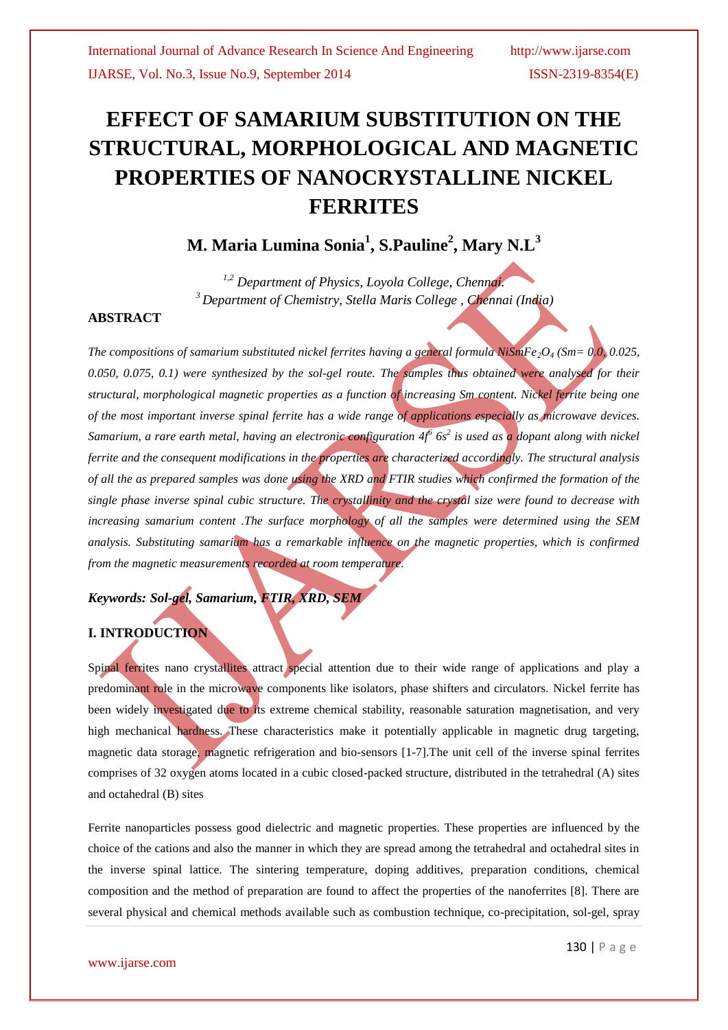# EFFECT OF SAMARIUM SUBSTITUTION ON THE STRUCTURAL, MORPHOLOGICAL AND MAGNETIC PROPERTIES OF NANOCRYSTALLINE NICKEL FERRITES

**M. Maria Lumina Sonia[1], S.Pauline[2], Mary N.L[3]**

*[1,2] Department of Physics, Loyola College, Chennai.*
*[3] Department of Chemistry, Stella Maris College , Chennai (India)*

## ABSTRACT

*The compositions of samarium substituted nickel ferrites having a general formula $NiSmFe_2O_4$ (Sm= 0.0, 0.025, 0.050, 0.075, 0.1) were synthesized by the sol-gel route. The samples thus obtained were analysed for their structural, morphological magnetic properties as a function of increasing Sm content. Nickel ferrite being one of the most important inverse spinal ferrite has a wide range of applications especially as microwave devices. Samarium, a rare earth metal, having an electronic configuration $4f^6$ $6s^2$ is used as a dopant along with nickel ferrite and the consequent modifications in the properties are characterized accordingly. The structural analysis of all the as prepared samples was done using the XRD and FTIR studies which confirmed the formation of the single phase inverse spinal cubic structure. The crystallinity and the crystal size were found to decrease with increasing samarium content .The surface morphology of all the samples were determined using the SEM analysis. Substituting samarium has a remarkable influence on the magnetic properties, which is confirmed from the magnetic measurements recorded at room temperature.*

***Keywords: Sol-gel, Samarium, FTIR, XRD, SEM***

## I. INTRODUCTION

Spinal ferrites nano crystallites attract special attention due to their wide range of applications and play a predominant role in the microwave components like isolators, phase shifters and circulators. Nickel ferrite has been widely investigated due to its extreme chemical stability, reasonable saturation magnetisation, and very high mechanical hardness. These characteristics make it potentially applicable in magnetic drug targeting, magnetic data storage, magnetic refrigeration and bio-sensors [1-7].The unit cell of the inverse spinal ferrites comprises of 32 oxygen atoms located in a cubic closed-packed structure, distributed in the tetrahedral (A) sites and octahedral (B) sites

Ferrite nanoparticles possess good dielectric and magnetic properties. These properties are influenced by the choice of the cations and also the manner in which they are spread among the tetrahedral and octahedral sites in the inverse spinal lattice. The sintering temperature, doping additives, preparation conditions, chemical composition and the method of preparation are found to affect the properties of the nanoferrites [8]. There are several physical and chemical methods available such as combustion technique, co-precipitation, sol-gel, spray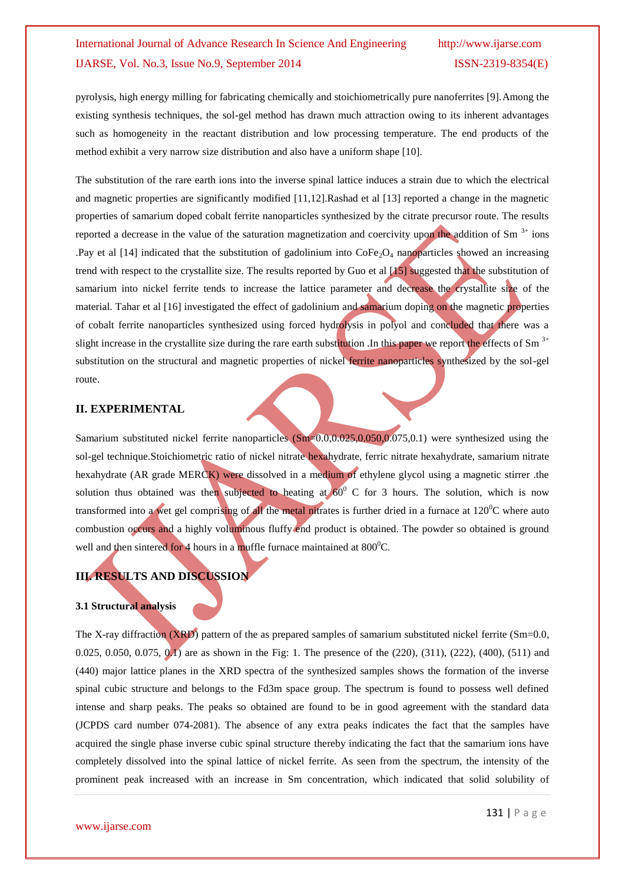pyrolysis, high energy milling for fabricating chemically and stoichiometrically pure nanoferrites [9]. Among the existing synthesis techniques, the sol-gel method has drawn much attraction owing to its inherent advantages such as homogeneity in the reactant distribution and low processing temperature. The end products of the method exhibit a very narrow size distribution and also have a uniform shape [10].

The substitution of the rare earth ions into the inverse spinal lattice induces a strain due to which the electrical and magnetic properties are significantly modified [11,12]. Rashad et al [13] reported a change in the magnetic properties of samarium doped cobalt ferrite nanoparticles synthesized by the citrate precursor route. The results reported a decrease in the value of the saturation magnetization and coercivity upon the addition of Sm $^{3+}$ ions . Pay et al [14] indicated that the substitution of gadolinium into $CoFe_2O_4$ nanoparticles showed an increasing trend with respect to the crystallite size. The results reported by Guo et al [15] suggested that the substitution of samarium into nickel ferrite tends to increase the lattice parameter and decrease the crystallite size of the material. Tahar et al [16] investigated the effect of gadolinium and samarium doping on the magnetic properties of cobalt ferrite nanoparticles synthesized using forced hydrolysis in polyol and concluded that there was a slight increase in the crystallite size during the rare earth substitution . In this paper we report the effects of Sm $^{3+}$ substitution on the structural and magnetic properties of nickel ferrite nanoparticles synthesized by the sol-gel route.

## II. EXPERIMENTAL

Samarium substituted nickel ferrite nanoparticles (Sm=0.0,0.025,0.050,0.075,0.1) were synthesized using the sol-gel technique. Stoichiometric ratio of nickel nitrate hexahydrate, ferric nitrate hexahydrate, samarium nitrate hexahydrate (AR grade MERCK) were dissolved in a medium of ethylene glycol using a magnetic stirrer .the solution thus obtained was then subjected to heating at $60^0$ C for 3 hours. The solution, which is now transformed into a wet gel comprising of all the metal nitrates is further dried in a furnace at $120^0$C where auto combustion occurs and a highly voluminous fluffy end product is obtained. The powder so obtained is ground well and then sintered for 4 hours in a muffle furnace maintained at $800^0$C.

## III. RESULTS AND DISCUSSION

### 3.1 Structural analysis

The X-ray diffraction (XRD) pattern of the as prepared samples of samarium substituted nickel ferrite (Sm=0.0, 0.025, 0.050, 0.075, 0.1) are as shown in the Fig: 1. The presence of the (220), (311), (222), (400), (511) and (440) major lattice planes in the XRD spectra of the synthesized samples shows the formation of the inverse spinal cubic structure and belongs to the Fd3m space group. The spectrum is found to possess well defined intense and sharp peaks. The peaks so obtained are found to be in good agreement with the standard data (JCPDS card number 074-2081). The absence of any extra peaks indicates the fact that the samples have acquired the single phase inverse cubic spinal structure thereby indicating the fact that the samarium ions have completely dissolved into the spinal lattice of nickel ferrite. As seen from the spectrum, the intensity of the prominent peak increased with an increase in Sm concentration, which indicated that solid solubility of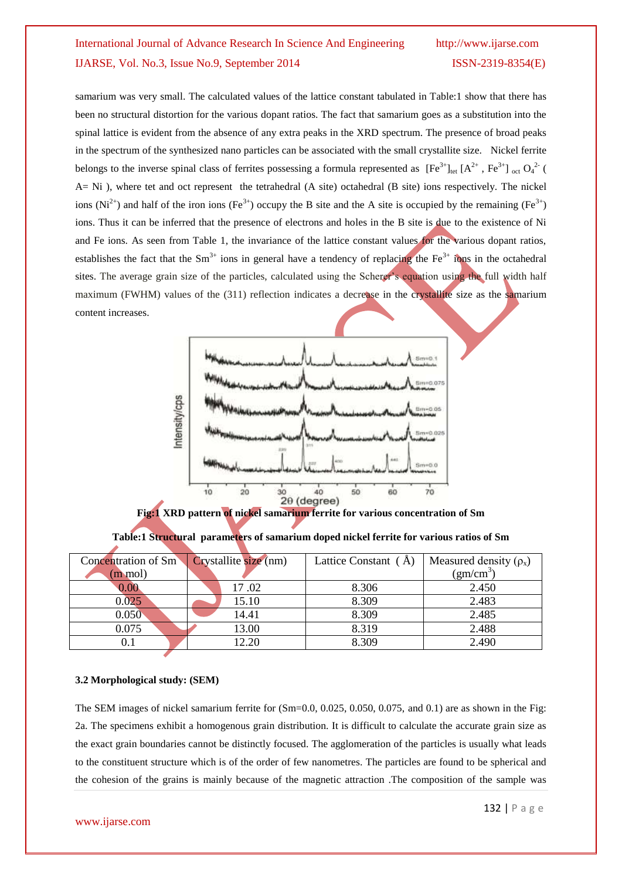samarium was very small. The calculated values of the lattice constant tabulated in Table:1 show that there has been no structural distortion for the various dopant ratios. The fact that samarium goes as a substitution into the spinal lattice is evident from the absence of any extra peaks in the XRD spectrum. The presence of broad peaks in the spectrum of the synthesized nano particles can be associated with the small crystallite size. Nickel ferrite belongs to the inverse spinal class of ferrites possessing a formula represented as $[Fe^{3+}]_{tet}$ $[A^{2+}, Fe^{3+}]_{oct}$ $O_4^{2-}$ ( A= Ni ), where tet and oct represent the tetrahedral (A site) octahedral (B site) ions respectively. The nickel ions ($Ni^{2+}$) and half of the iron ions ($Fe^{3+}$) occupy the B site and the A site is occupied by the remaining ($Fe^{3+}$) ions. Thus it can be inferred that the presence of electrons and holes in the B site is due to the existence of Ni and Fe ions. As seen from Table 1, the invariance of the lattice constant values for the various dopant ratios, establishes the fact that the $Sm^{3+}$ ions in general have a tendency of replacing the $Fe^{3+}$ ions in the octahedral sites. The average grain size of the particles, calculated using the Scherer's equation using the full width half maximum (FWHM) values of the (311) reflection indicates a decrease in the crystallite size as the samarium content increases.

**Fig:1 XRD pattern of nickel samarium ferrite for various concentration of Sm**

**Table:1 Structural parameters of samarium doped nickel ferrite for various ratios of Sm**

| Concentration of Sm (m mol) | Crystallite size (nm) | Lattice Constant ( Å) | Measured density ($\rho_x$) (gm/cm$^3$) |
|---|---|---|---|
| 0.00 | 17 .02 | 8.306 | 2.450 |
| 0.025 | 15.10 | 8.309 | 2.483 |
| 0.050 | 14.41 | 8.309 | 2.485 |
| 0.075 | 13.00 | 8.319 | 2.488 |
| 0.1 | 12.20 | 8.309 | 2.490 |

### 3.2 Morphological study: (SEM)

The SEM images of nickel samarium ferrite for (Sm=0.0, 0.025, 0.050, 0.075, and 0.1) are as shown in the Fig: 2a. The specimens exhibit a homogenous grain distribution. It is difficult to calculate the accurate grain size as the exact grain boundaries cannot be distinctly focused. The agglomeration of the particles is usually what leads to the constituent structure which is of the order of few nanometres. The particles are found to be spherical and the cohesion of the grains is mainly because of the magnetic attraction .The composition of the sample was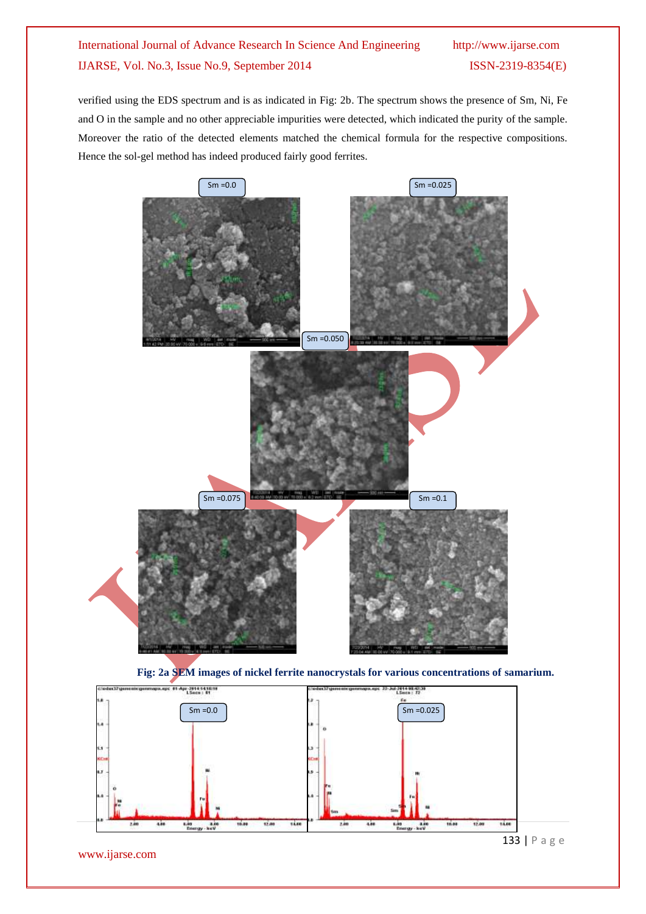verified using the EDS spectrum and is as indicated in Fig: 2b. The spectrum shows the presence of Sm, Ni, Fe and O in the sample and no other appreciable impurities were detected, which indicated the purity of the sample. Moreover the ratio of the detected elements matched the chemical formula for the respective compositions. Hence the sol-gel method has indeed produced fairly good ferrites.

**Fig: 2a SEM images of nickel ferrite nanocrystals for various concentrations of samarium.**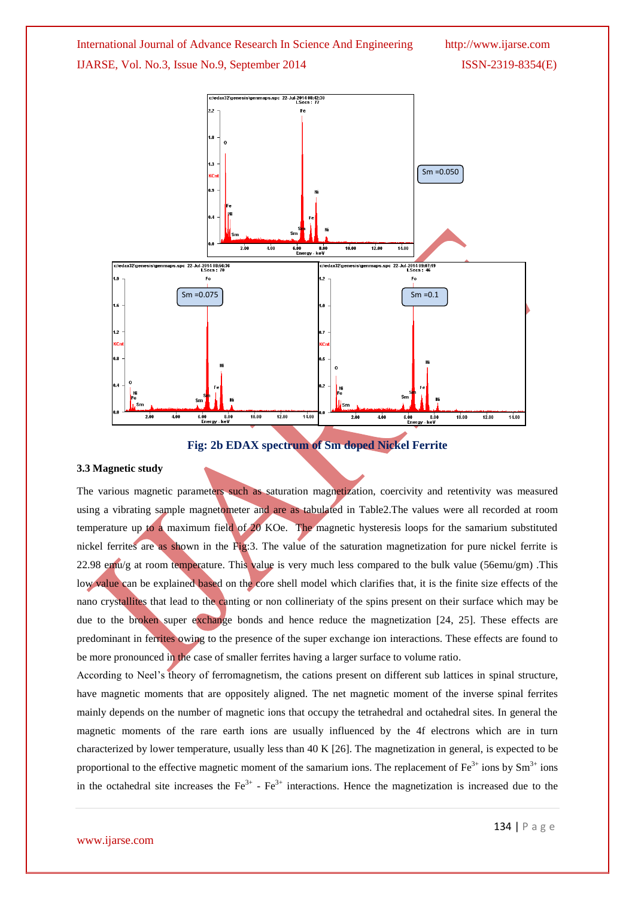**Fig: 2b EDAX spectrum of Sm doped Nickel Ferrite**

### 3.3 Magnetic study

The various magnetic parameters such as saturation magnetization, coercivity and retentivity was measured using a vibrating sample magnetometer and are as tabulated in Table2.The values were all recorded at room temperature up to a maximum field of 20 KOe. The magnetic hysteresis loops for the samarium substituted nickel ferrites are as shown in the Fig:3. The value of the saturation magnetization for pure nickel ferrite is 22.98 emu/g at room temperature. This value is very much less compared to the bulk value (56emu/gm) .This low value can be explained based on the core shell model which clarifies that, it is the finite size effects of the nano crystallites that lead to the canting or non collinieraty of the spins present on their surface which may be due to the broken super exchange bonds and hence reduce the magnetization [24, 25]. These effects are predominant in ferrites owing to the presence of the super exchange ion interactions. These effects are found to be more pronounced in the case of smaller ferrites having a larger surface to volume ratio.

According to Neel's theory of ferromagnetism, the cations present on different sub lattices in spinal structure, have magnetic moments that are oppositely aligned. The net magnetic moment of the inverse spinal ferrites mainly depends on the number of magnetic ions that occupy the tetrahedral and octahedral sites. In general the magnetic moments of the rare earth ions are usually influenced by the 4f electrons which are in turn characterized by lower temperature, usually less than 40 K [26]. The magnetization in general, is expected to be proportional to the effective magnetic moment of the samarium ions. The replacement of $Fe^{3+}$ ions by $Sm^{3+}$ ions in the octahedral site increases the $Fe^{3+}$ - $Fe^{3+}$ interactions. Hence the magnetization is increased due to the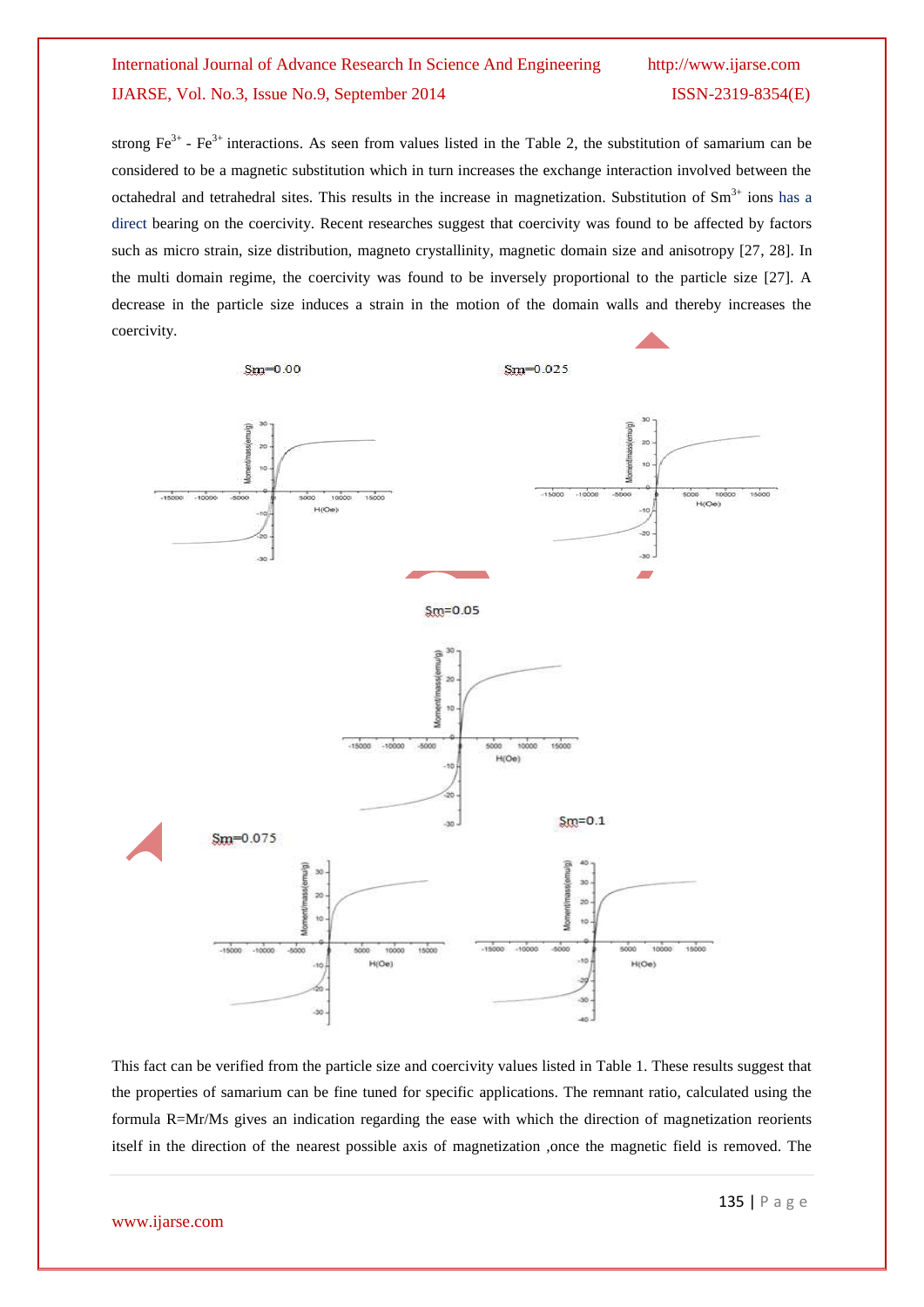strong $Fe^{3+}$ - $Fe^{3+}$ interactions. As seen from values listed in the Table 2, the substitution of samarium can be considered to be a magnetic substitution which in turn increases the exchange interaction involved between the octahedral and tetrahedral sites. This results in the increase in magnetization. Substitution of $Sm^{3+}$ ions has a direct bearing on the coercivity. Recent researches suggest that coercivity was found to be affected by factors such as micro strain, size distribution, magneto crystallinity, magnetic domain size and anisotropy [27, 28]. In the multi domain regime, the coercivity was found to be inversely proportional to the particle size [27]. A decrease in the particle size induces a strain in the motion of the domain walls and thereby increases the coercivity.

This fact can be verified from the particle size and coercivity values listed in Table 1. These results suggest that the properties of samarium can be fine tuned for specific applications. The remnant ratio, calculated using the formula R=Mr/Ms gives an indication regarding the ease with which the direction of magnetization reorients itself in the direction of the nearest possible axis of magnetization ,once the magnetic field is removed. The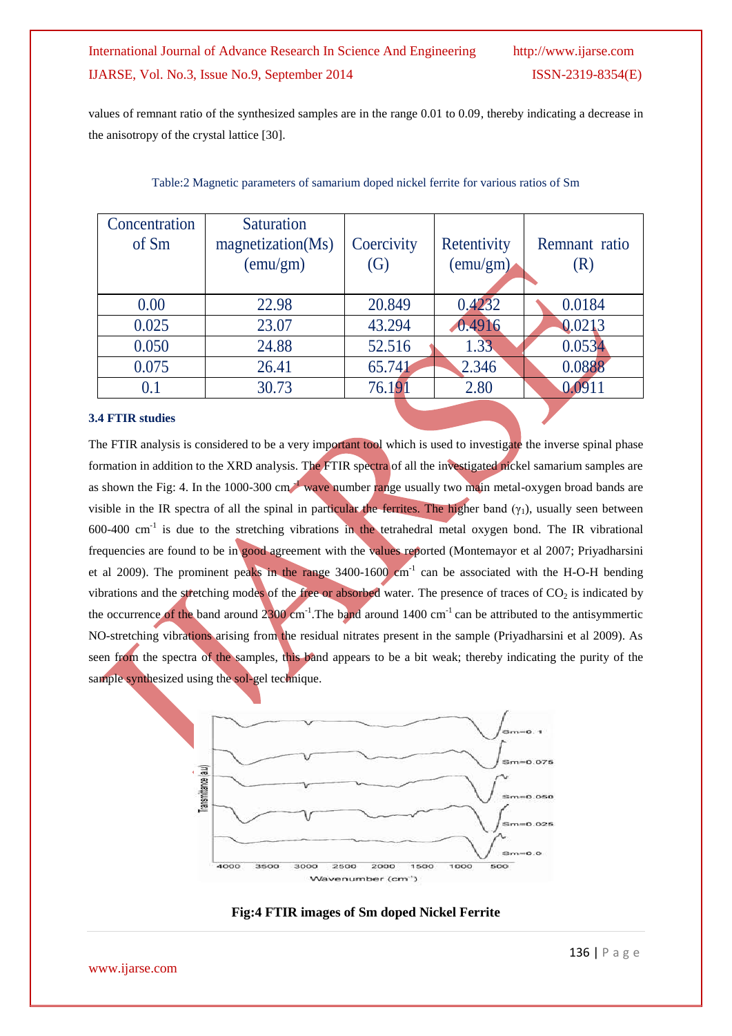values of remnant ratio of the synthesized samples are in the range 0.01 to 0.09, thereby indicating a decrease in the anisotropy of the crystal lattice [30].

Table:2 Magnetic parameters of samarium doped nickel ferrite for various ratios of Sm

| Concentration of Sm | Saturation magnetization(Ms) (emu/gm) | Coercivity (G) | Retentivity (emu/gm) | Remnant ratio (R) |
|---|---|---|---|---|
| 0.00 | 22.98 | 20.849 | 0.4232 | 0.0184 |
| 0.025 | 23.07 | 43.294 | 0.4916 | 0.0213 |
| 0.050 | 24.88 | 52.516 | 1.33 | 0.0534 |
| 0.075 | 26.41 | 65.741 | 2.346 | 0.0888 |
| 0.1 | 30.73 | 76.191 | 2.80 | 0.0911 |

### 3.4 FTIR studies

The FTIR analysis is considered to be a very important tool which is used to investigate the inverse spinal phase formation in addition to the XRD analysis. The FTIR spectra of all the investigated nickel samarium samples are as shown the Fig: 4. In the 1000-300 cm$^{-1}$ wave number range usually two main metal-oxygen broad bands are visible in the IR spectra of all the spinal in particular the ferrites. The higher band ($\gamma_1$), usually seen between 600-400 cm$^{-1}$ is due to the stretching vibrations in the tetrahedral metal oxygen bond. The IR vibrational frequencies are found to be in good agreement with the values reported (Montemayor et al 2007; Priyadharsini et al 2009). The prominent peaks in the range 3400-1600 cm$^{-1}$ can be associated with the H-O-H bending vibrations and the stretching modes of the free or absorbed water. The presence of traces of $CO_2$ is indicated by the occurrence of the band around 2300 cm$^{-1}$.The band around 1400 cm$^{-1}$ can be attributed to the antisymmertic NO-stretching vibrations arising from the residual nitrates present in the sample (Priyadharsini et al 2009). As seen from the spectra of the samples, this band appears to be a bit weak; thereby indicating the purity of the sample synthesized using the sol-gel technique.

**Fig:4 FTIR images of Sm doped Nickel Ferrite**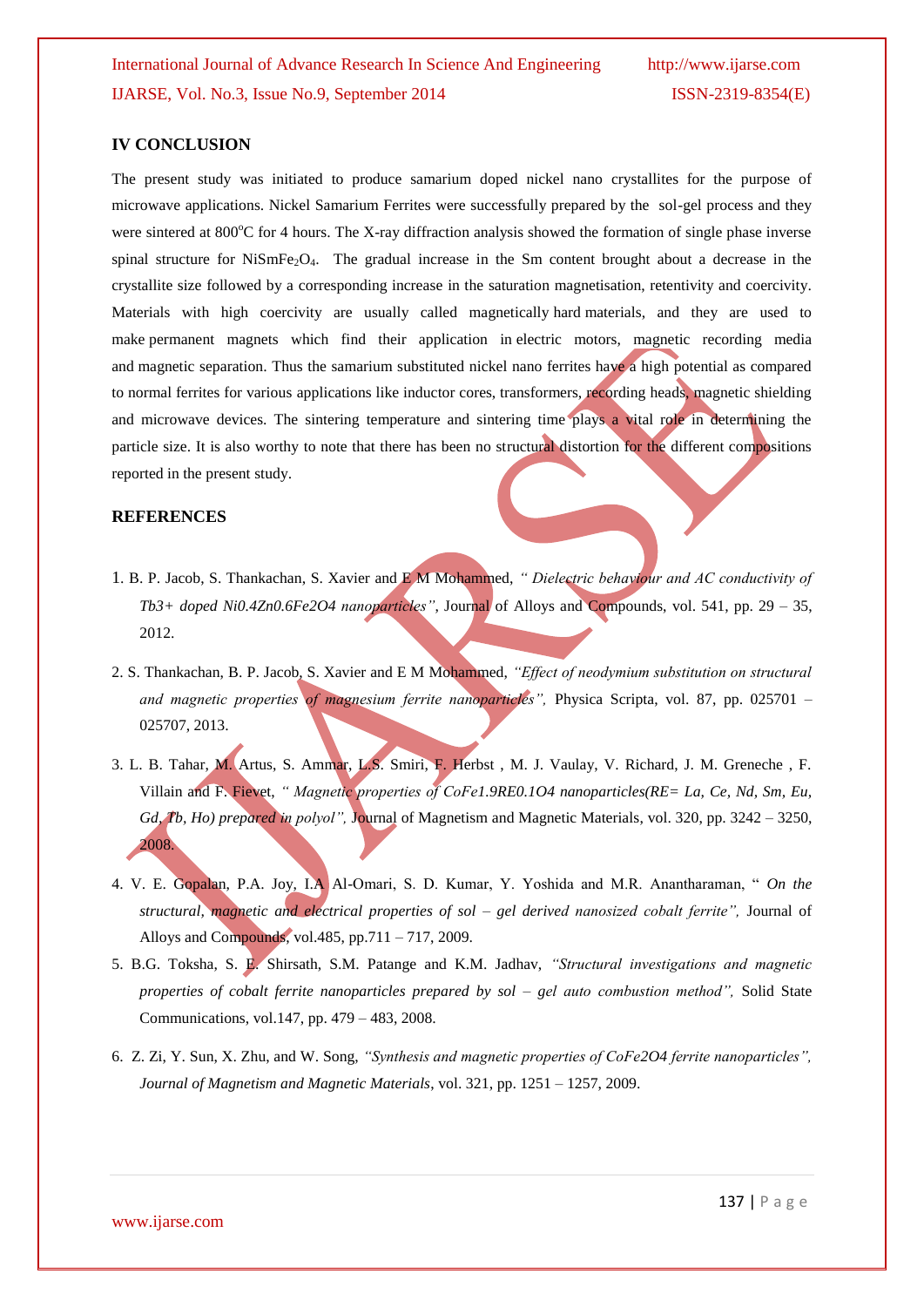## IV CONCLUSION

The present study was initiated to produce samarium doped nickel nano crystallites for the purpose of microwave applications. Nickel Samarium Ferrites were successfully prepared by the sol-gel process and they were sintered at 800°C for 4 hours. The X-ray diffraction analysis showed the formation of single phase inverse spinal structure for $NiSmFe_2O_4$. The gradual increase in the Sm content brought about a decrease in the crystallite size followed by a corresponding increase in the saturation magnetisation, retentivity and coercivity. Materials with high coercivity are usually called magnetically hard materials, and they are used to make permanent magnets which find their application in electric motors, magnetic recording media and magnetic separation. Thus the samarium substituted nickel nano ferrites have a high potential as compared to normal ferrites for various applications like inductor cores, transformers, recording heads, magnetic shielding and microwave devices. The sintering temperature and sintering time plays a vital role in determining the particle size. It is also worthy to note that there has been no structural distortion for the different compositions reported in the present study.

## REFERENCES

1. B. P. Jacob, S. Thankachan, S. Xavier and E M Mohammed, *" Dielectric behaviour and AC conductivity of Tb3+ doped Ni0.4Zn0.6Fe2O4 nanoparticles"*, Journal of Alloys and Compounds, vol. 541, pp. 29 – 35, 2012.

2. S. Thankachan, B. P. Jacob, S. Xavier and E M Mohammed, *"Effect of neodymium substitution on structural and magnetic properties of magnesium ferrite nanoparticles",* Physica Scripta, vol. 87, pp. 025701 – 025707, 2013.

3. L. B. Tahar, M. Artus, S. Ammar, L.S. Smiri, F. Herbst , M. J. Vaulay, V. Richard, J. M. Greneche , F. Villain and F. Fievet, *" Magnetic properties of CoFe1.9RE0.1O4 nanoparticles(RE= La, Ce, Nd, Sm, Eu, Gd, Tb, Ho) prepared in polyol",* Journal of Magnetism and Magnetic Materials, vol. 320, pp. 3242 – 3250, 2008.

4. V. E. Gopalan, P.A. Joy, I.A Al-Omari, S. D. Kumar, Y. Yoshida and M.R. Anantharaman, *" On the structural, magnetic and electrical properties of sol – gel derived nanosized cobalt ferrite",* Journal of Alloys and Compounds, vol.485, pp.711 – 717, 2009.

5. B.G. Toksha, S. E. Shirsath, S.M. Patange and K.M. Jadhav, *"Structural investigations and magnetic properties of cobalt ferrite nanoparticles prepared by sol – gel auto combustion method",* Solid State Communications, vol.147, pp. 479 – 483, 2008.

6. Z. Zi, Y. Sun, X. Zhu, and W. Song, *"Synthesis and magnetic properties of CoFe2O4 ferrite nanoparticles", Journal of Magnetism and Magnetic Materials*, vol. 321, pp. 1251 – 1257, 2009.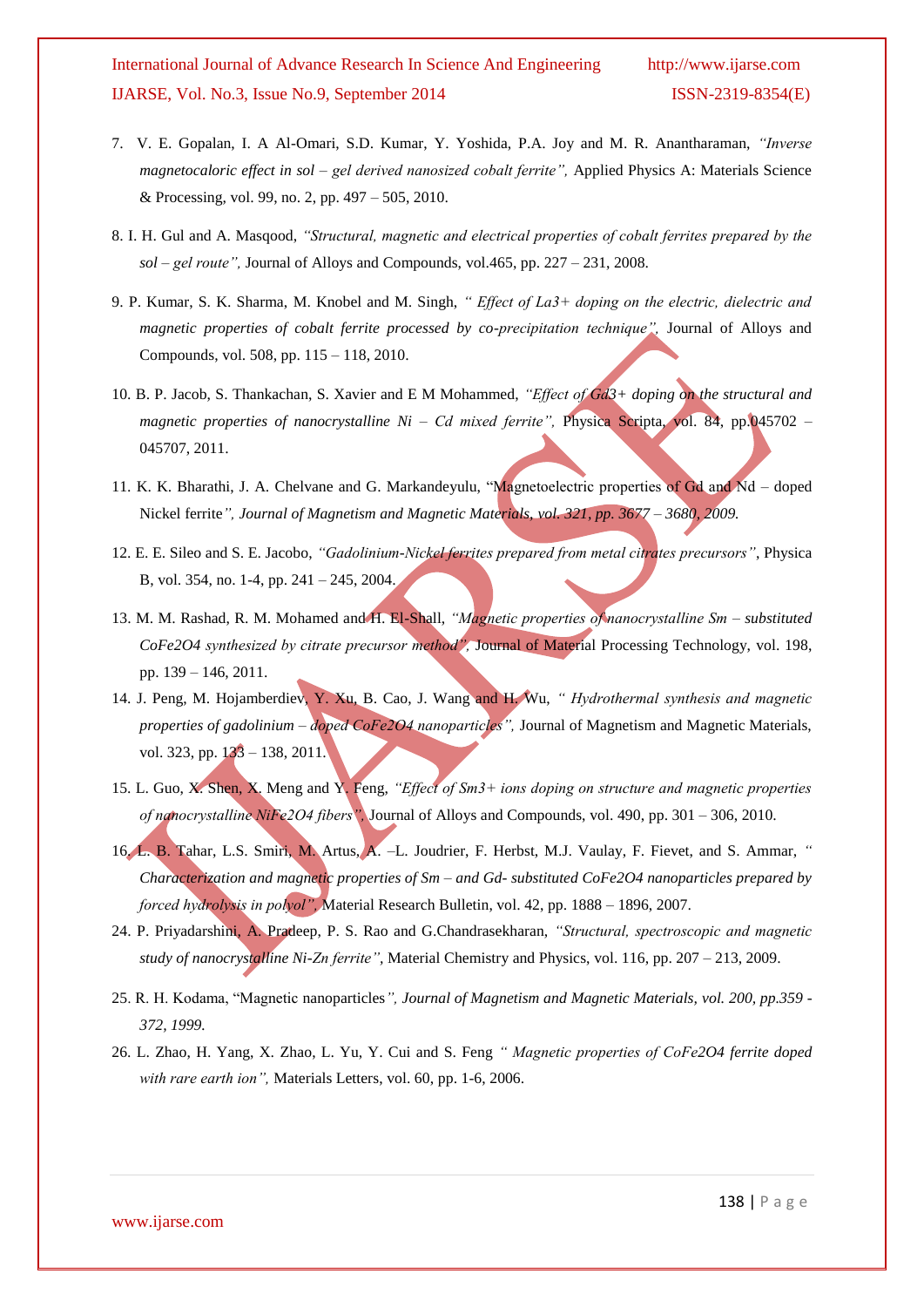7. V. E. Gopalan, I. A Al-Omari, S.D. Kumar, Y. Yoshida, P.A. Joy and M. R. Anantharaman, *"Inverse magnetocaloric effect in sol – gel derived nanosized cobalt ferrite",* Applied Physics A: Materials Science & Processing, vol. 99, no. 2, pp. 497 – 505, 2010.

8. I. H. Gul and A. Masqood, *"Structural, magnetic and electrical properties of cobalt ferrites prepared by the sol – gel route",* Journal of Alloys and Compounds, vol.465, pp. 227 – 231, 2008.

9. P. Kumar, S. K. Sharma, M. Knobel and M. Singh, *" Effect of La3+ doping on the electric, dielectric and magnetic properties of cobalt ferrite processed by co-precipitation technique",* Journal of Alloys and Compounds, vol. 508, pp. 115 – 118, 2010.

10. B. P. Jacob, S. Thankachan, S. Xavier and E M Mohammed, *"Effect of Gd3+ doping on the structural and magnetic properties of nanocrystalline Ni – Cd mixed ferrite",* Physica Scripta, vol. 84, pp.045702 – 045707, 2011.

11. K. K. Bharathi, J. A. Chelvane and G. Markandeyulu, "Magnetoelectric properties of Gd and Nd – doped Nickel ferrite*", Journal of Magnetism and Magnetic Materials, vol. 321, pp. 3677 – 3680, 2009.*

12. E. E. Sileo and S. E. Jacobo, *"Gadolinium-Nickel ferrites prepared from metal citrates precursors"*, Physica B, vol. 354, no. 1-4, pp. 241 – 245, 2004.

13. M. M. Rashad, R. M. Mohamed and H. El-Shall, *"Magnetic properties of nanocrystalline Sm – substituted CoFe2O4 synthesized by citrate precursor method",* Journal of Material Processing Technology, vol. 198, pp. 139 – 146, 2011.

14. J. Peng, M. Hojamberdiev, Y. Xu, B. Cao, J. Wang and H. Wu, *" Hydrothermal synthesis and magnetic properties of gadolinium – doped CoFe2O4 nanoparticles",* Journal of Magnetism and Magnetic Materials, vol. 323, pp. 133 – 138, 2011.

15. L. Guo, X. Shen, X. Meng and Y. Feng, *"Effect of Sm3+ ions doping on structure and magnetic properties of nanocrystalline NiFe2O4 fibers",* Journal of Alloys and Compounds, vol. 490, pp. 301 – 306, 2010.

16. L. B. Tahar, L.S. Smiri, M. Artus, A. –L. Joudrier, F. Herbst, M.J. Vaulay, F. Fievet, and S. Ammar, *" Characterization and magnetic properties of Sm – and Gd- substituted CoFe2O4 nanoparticles prepared by forced hydrolysis in polyol",* Material Research Bulletin, vol. 42, pp. 1888 – 1896, 2007.

24. P. Priyadarshini, A. Pradeep, P. S. Rao and G.Chandrasekharan, *"Structural, spectroscopic and magnetic study of nanocrystalline Ni-Zn ferrite"*, Material Chemistry and Physics, vol. 116, pp. 207 – 213, 2009.

25. R. H. Kodama, "Magnetic nanoparticles*", Journal of Magnetism and Magnetic Materials, vol. 200, pp.359 - 372, 1999.*

26. L. Zhao, H. Yang, X. Zhao, L. Yu, Y. Cui and S. Feng *" Magnetic properties of CoFe2O4 ferrite doped with rare earth ion",* Materials Letters, vol. 60, pp. 1-6, 2006.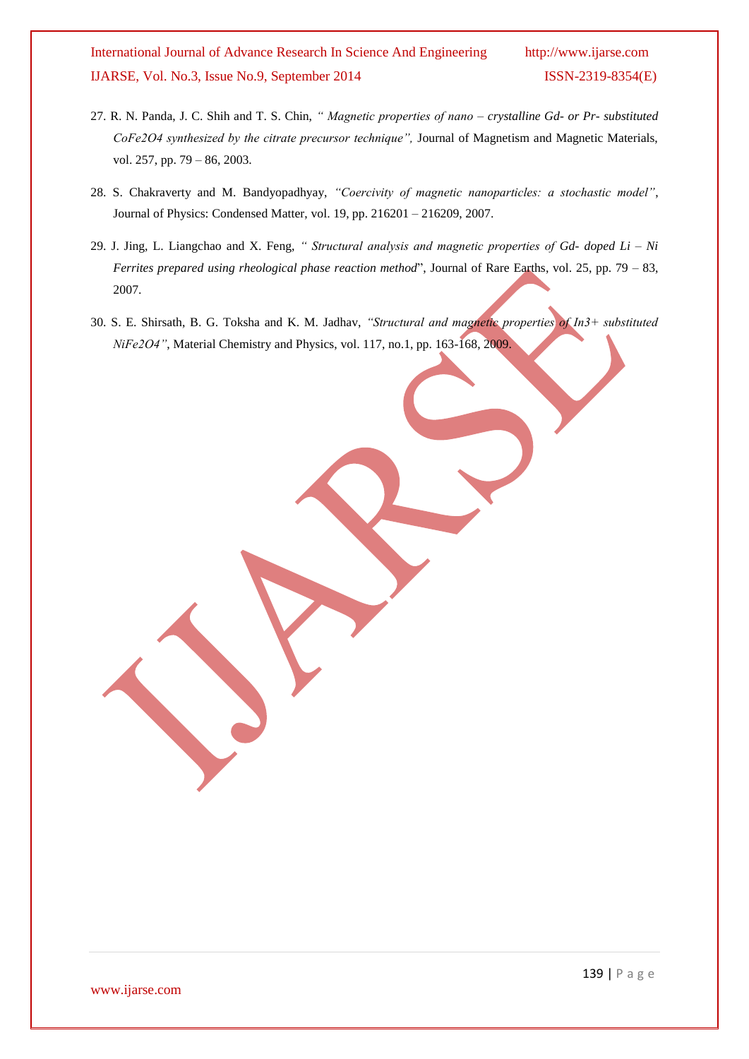27. R. N. Panda, J. C. Shih and T. S. Chin, *" Magnetic properties of nano – crystalline Gd- or Pr- substituted $CoFe_2O_4$ synthesized by the citrate precursor technique",* Journal of Magnetism and Magnetic Materials, vol. 257, pp. 79 – 86, 2003.

28. S. Chakraverty and M. Bandyopadhyay, *"Coercivity of magnetic nanoparticles: a stochastic model"*, Journal of Physics: Condensed Matter, vol. 19, pp. 216201 – 216209, 2007.

29. J. Jing, L. Liangchao and X. Feng, *" Structural analysis and magnetic properties of Gd- doped Li – Ni Ferrites prepared using rheological phase reaction method*", Journal of Rare Earths, vol. 25, pp. 79 – 83, 2007.

30. S. E. Shirsath, B. G. Toksha and K. M. Jadhav, *"Structural and magnetic properties of $In^{3+}$ substituted $NiFe_2O_4$"*, Material Chemistry and Physics, vol. 117, no.1, pp. 163-168, 2009.